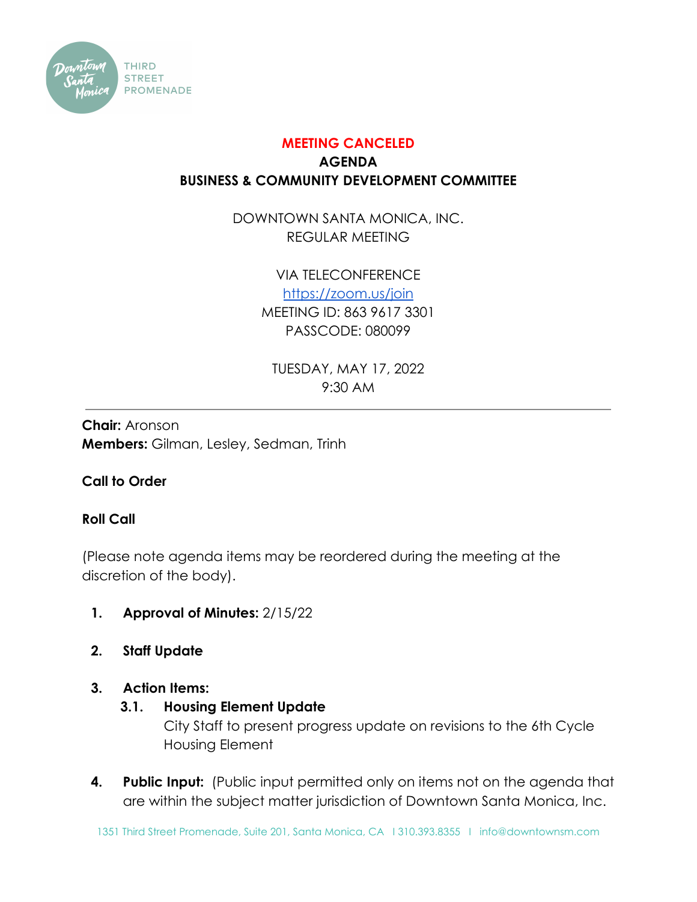Downtown Santa Monica THIRD STREET PROMENADE

**MEETING CANCELED**

**AGENDA**

**BUSINESS & COMMUNITY DEVELOPMENT COMMITTEE**

DOWNTOWN SANTA MONICA, INC.
REGULAR MEETING

VIA TELECONFERENCE
https://zoom.us/join
MEETING ID: 863 9617 3301
PASSCODE: 080099

TUESDAY, MAY 17, 2022
9:30 AM

---

**Chair:** Aronson
**Members:** Gilman, Lesley, Sedman, Trinh

**Call to Order**

**Roll Call**

(Please note agenda items may be reordered during the meeting at the discretion of the body).

1. **Approval of Minutes:** 2/15/22

2. **Staff Update**

3. **Action Items:**
   - **3.1. Housing Element Update**
     City Staff to present progress update on revisions to the 6th Cycle Housing Element

4. **Public Input:** (Public input permitted only on items not on the agenda that are within the subject matter jurisdiction of Downtown Santa Monica, Inc.

1351 Third Street Promenade, Suite 201, Santa Monica, CA | 310.393.8355 | info@downtownsm.com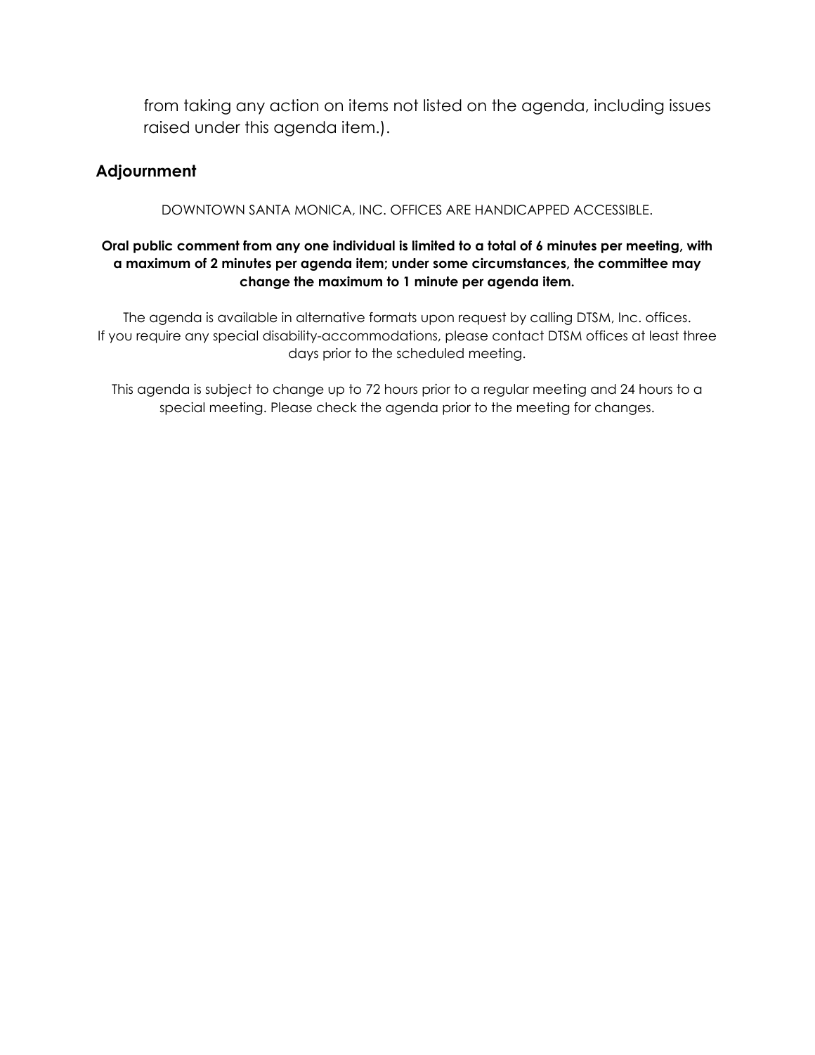from taking any action on items not listed on the agenda, including issues raised under this agenda item.).

### Adjournment

DOWNTOWN SANTA MONICA, INC. OFFICES ARE HANDICAPPED ACCESSIBLE.

**Oral public comment from any one individual is limited to a total of 6 minutes per meeting, with a maximum of 2 minutes per agenda item; under some circumstances, the committee may change the maximum to 1 minute per agenda item.**

The agenda is available in alternative formats upon request by calling DTSM, Inc. offices. If you require any special disability-accommodations, please contact DTSM offices at least three days prior to the scheduled meeting.

This agenda is subject to change up to 72 hours prior to a regular meeting and 24 hours to a special meeting. Please check the agenda prior to the meeting for changes.